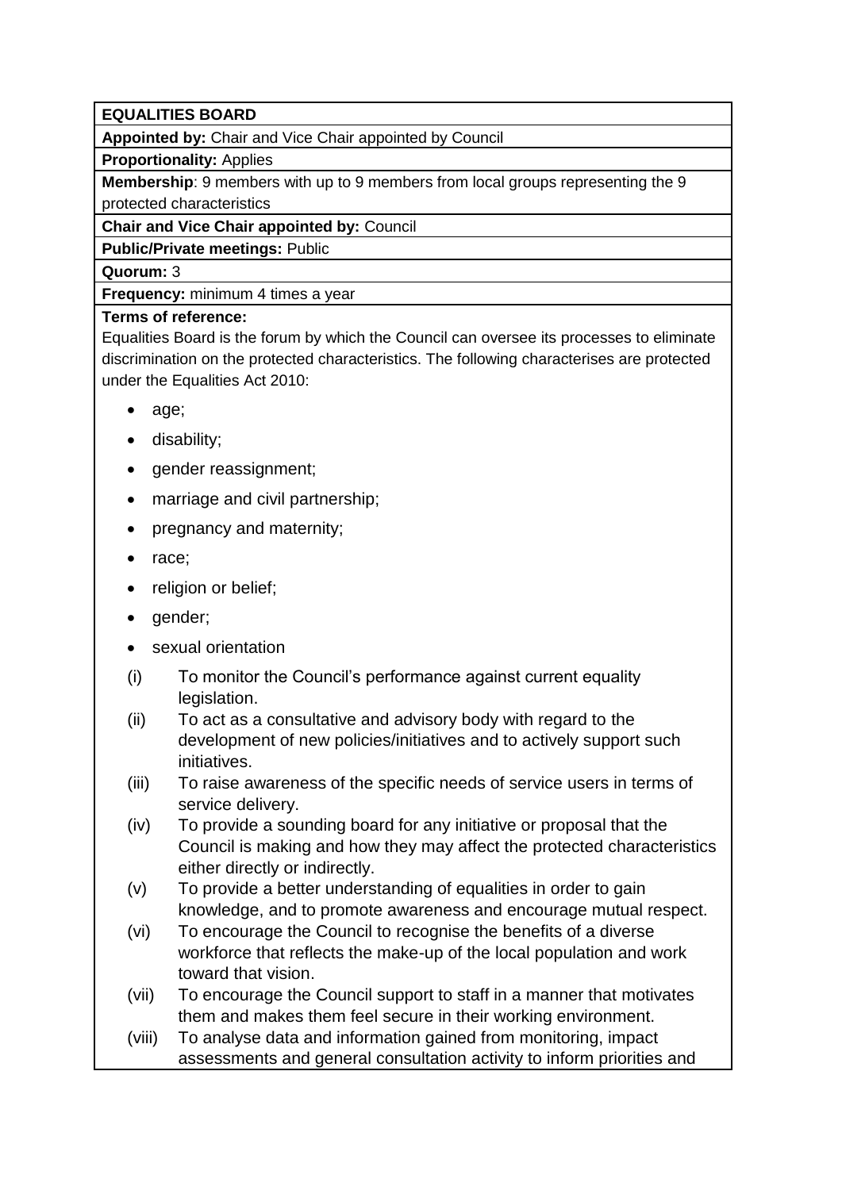**EQUALITIES BOARD**

**Appointed by:** Chair and Vice Chair appointed by Council

**Proportionality:** Applies

**Membership**: 9 members with up to 9 members from local groups representing the 9 protected characteristics

**Chair and Vice Chair appointed by:** Council

**Public/Private meetings:** Public

**Quorum:** 3

**Frequency:** minimum 4 times a year

**Terms of reference:**

Equalities Board is the forum by which the Council can oversee its processes to eliminate discrimination on the protected characteristics. The following characterises are protected under the Equalities Act 2010:

- age;
- disability;
- gender reassignment;
- marriage and civil partnership;
- pregnancy and maternity;
- race;
- religion or belief;
- gender;
- sexual orientation

(i) To monitor the Council's performance against current equality legislation.

(ii) To act as a consultative and advisory body with regard to the development of new policies/initiatives and to actively support such initiatives.

(iii) To raise awareness of the specific needs of service users in terms of service delivery.

(iv) To provide a sounding board for any initiative or proposal that the Council is making and how they may affect the protected characteristics either directly or indirectly.

(v) To provide a better understanding of equalities in order to gain knowledge, and to promote awareness and encourage mutual respect.

(vi) To encourage the Council to recognise the benefits of a diverse workforce that reflects the make-up of the local population and work toward that vision.

(vii) To encourage the Council support to staff in a manner that motivates them and makes them feel secure in their working environment.

(viii) To analyse data and information gained from monitoring, impact assessments and general consultation activity to inform priorities and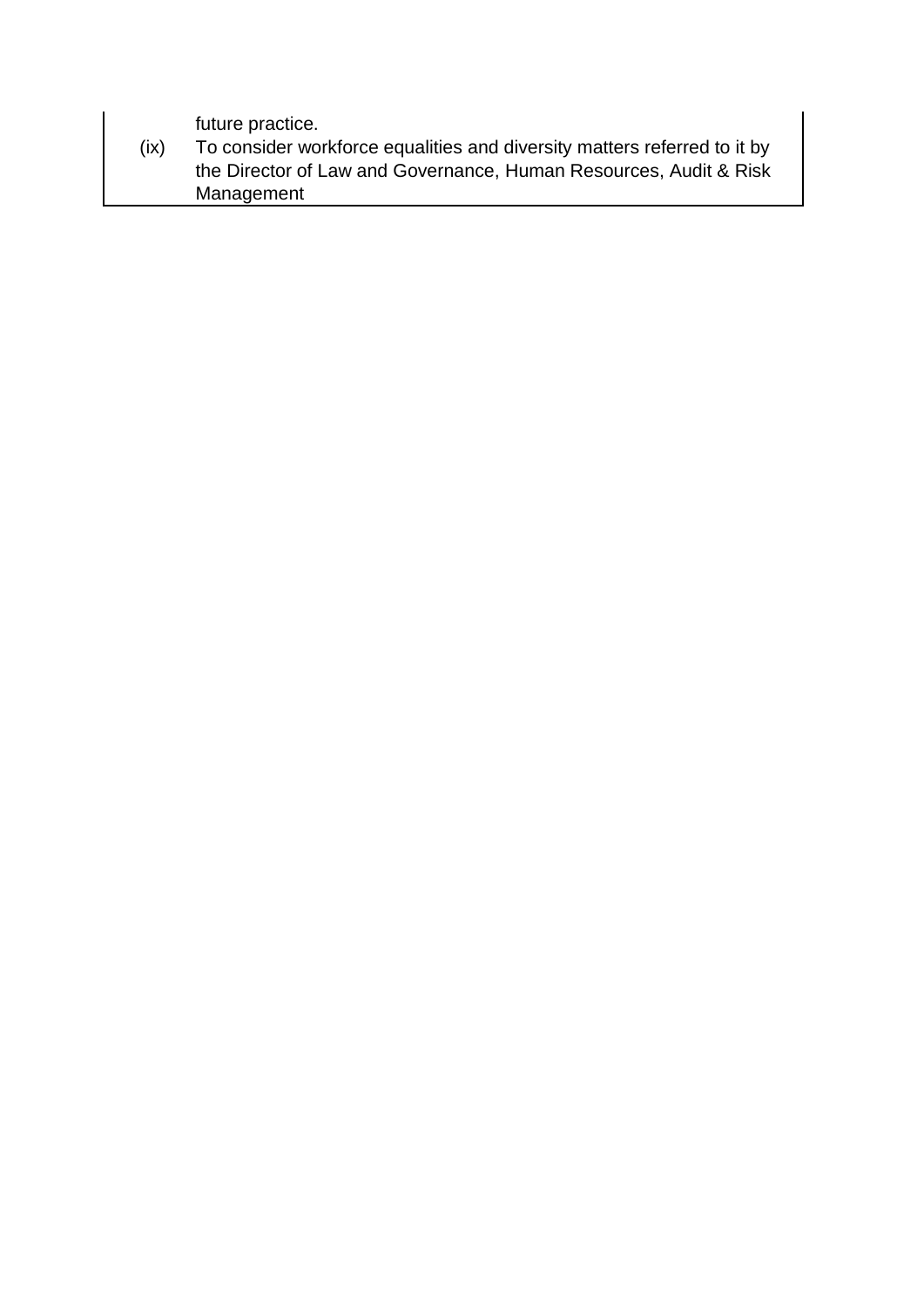future practice.

(ix) To consider workforce equalities and diversity matters referred to it by the Director of Law and Governance, Human Resources, Audit & Risk Management